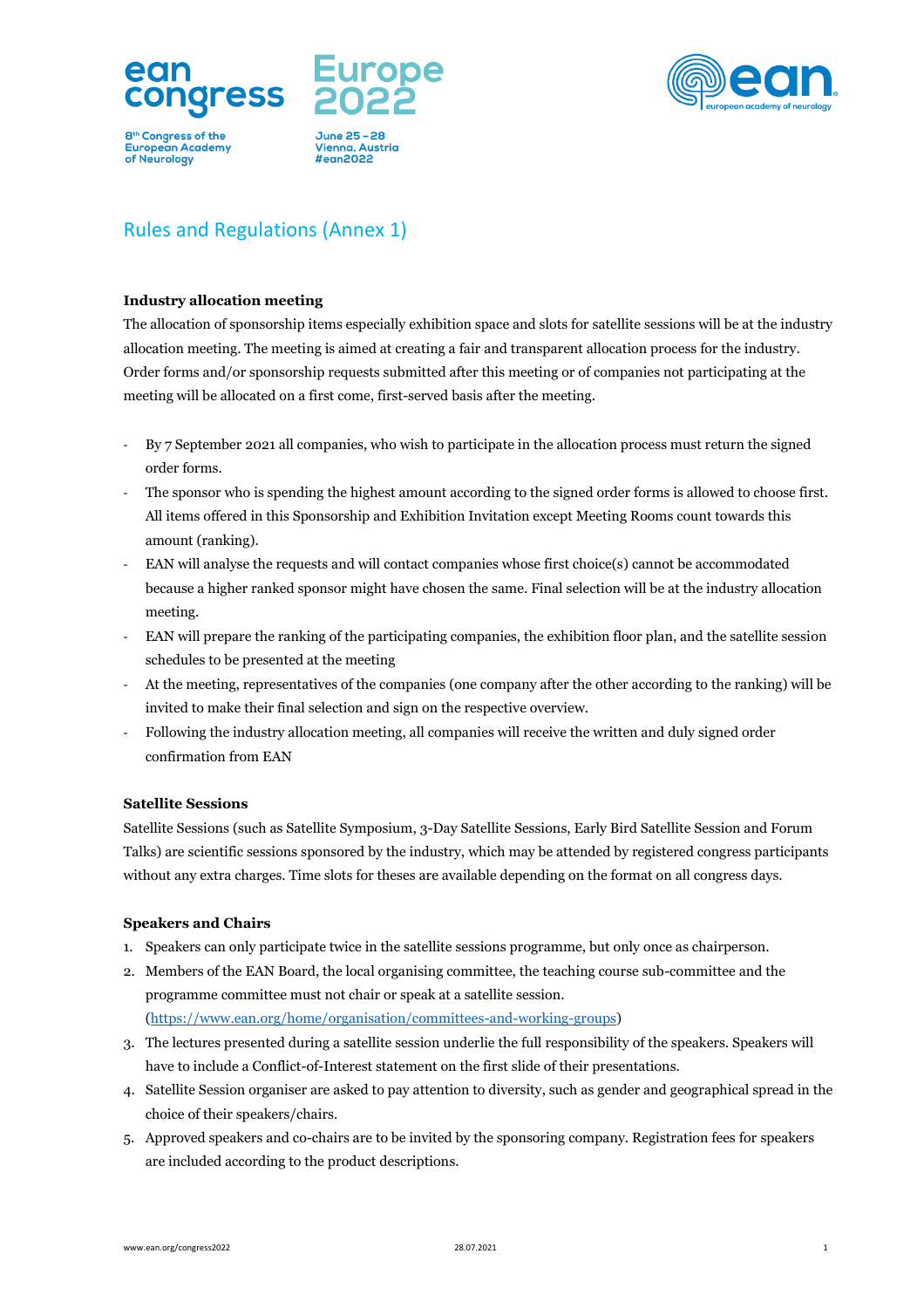# Rules and Regulations (Annex 1)

**Industry allocation meeting**

The allocation of sponsorship items especially exhibition space and slots for satellite sessions will be at the industry allocation meeting. The meeting is aimed at creating a fair and transparent allocation process for the industry. Order forms and/or sponsorship requests submitted after this meeting or of companies not participating at the meeting will be allocated on a first come, first-served basis after the meeting.

- By 7 September 2021 all companies, who wish to participate in the allocation process must return the signed order forms.
- The sponsor who is spending the highest amount according to the signed order forms is allowed to choose first. All items offered in this Sponsorship and Exhibition Invitation except Meeting Rooms count towards this amount (ranking).
- EAN will analyse the requests and will contact companies whose first choice(s) cannot be accommodated because a higher ranked sponsor might have chosen the same. Final selection will be at the industry allocation meeting.
- EAN will prepare the ranking of the participating companies, the exhibition floor plan, and the satellite session schedules to be presented at the meeting
- At the meeting, representatives of the companies (one company after the other according to the ranking) will be invited to make their final selection and sign on the respective overview.
- Following the industry allocation meeting, all companies will receive the written and duly signed order confirmation from EAN

**Satellite Sessions**

Satellite Sessions (such as Satellite Symposium, 3-Day Satellite Sessions, Early Bird Satellite Session and Forum Talks) are scientific sessions sponsored by the industry, which may be attended by registered congress participants without any extra charges. Time slots for theses are available depending on the format on all congress days.

**Speakers and Chairs**

1. Speakers can only participate twice in the satellite sessions programme, but only once as chairperson.
2. Members of the EAN Board, the local organising committee, the teaching course sub-committee and the programme committee must not chair or speak at a satellite session. (https://www.ean.org/home/organisation/committees-and-working-groups)
3. The lectures presented during a satellite session underlie the full responsibility of the speakers. Speakers will have to include a Conflict-of-Interest statement on the first slide of their presentations.
4. Satellite Session organiser are asked to pay attention to diversity, such as gender and geographical spread in the choice of their speakers/chairs.
5. Approved speakers and co-chairs are to be invited by the sponsoring company. Registration fees for speakers are included according to the product descriptions.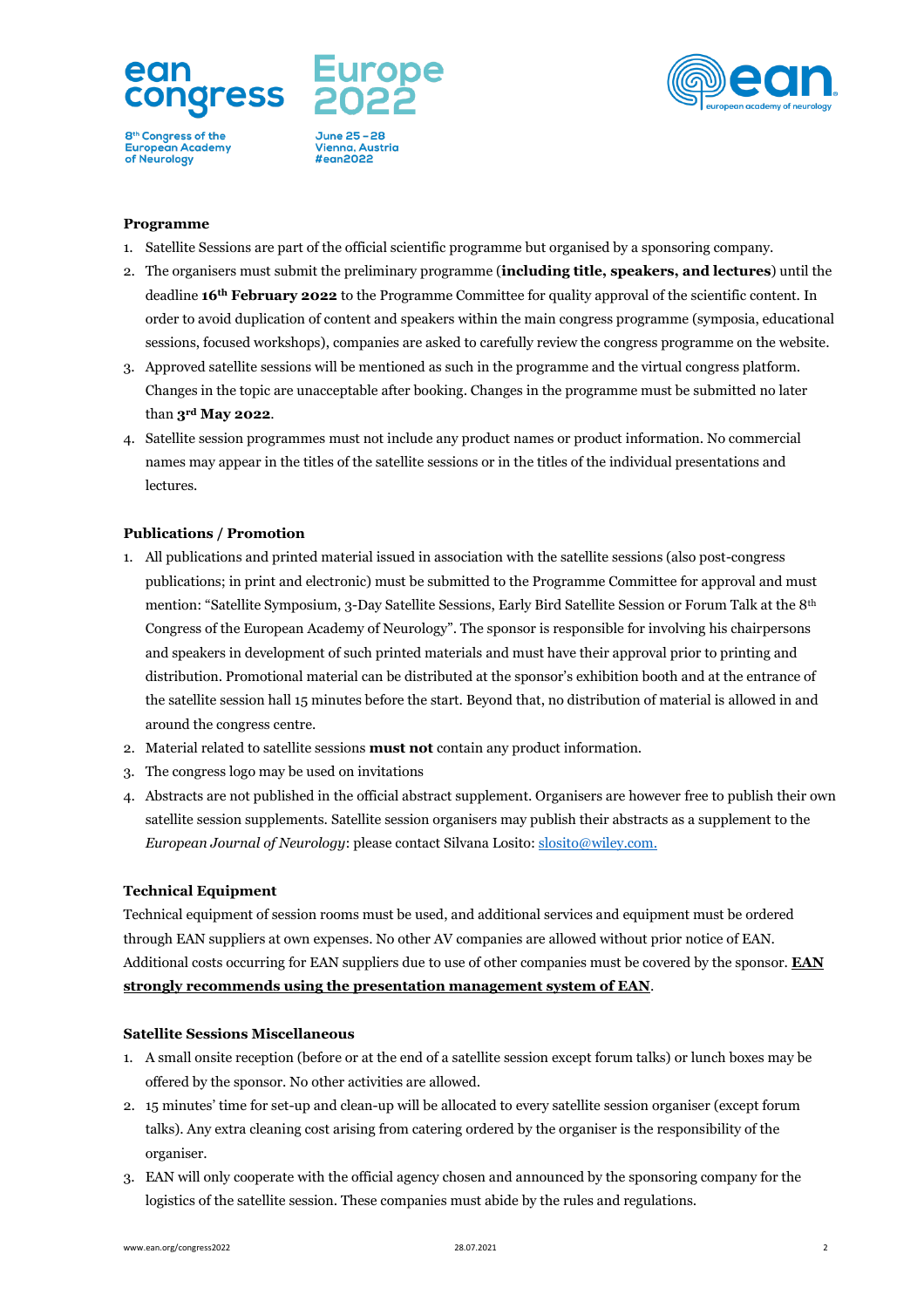**Programme**

1. Satellite Sessions are part of the official scientific programme but organised by a sponsoring company.
2. The organisers must submit the preliminary programme (**including title, speakers, and lectures**) until the deadline **16th February 2022** to the Programme Committee for quality approval of the scientific content. In order to avoid duplication of content and speakers within the main congress programme (symposia, educational sessions, focused workshops), companies are asked to carefully review the congress programme on the website.
3. Approved satellite sessions will be mentioned as such in the programme and the virtual congress platform. Changes in the topic are unacceptable after booking. Changes in the programme must be submitted no later than **3rd May 2022**.
4. Satellite session programmes must not include any product names or product information. No commercial names may appear in the titles of the satellite sessions or in the titles of the individual presentations and lectures.

**Publications / Promotion**

1. All publications and printed material issued in association with the satellite sessions (also post-congress publications; in print and electronic) must be submitted to the Programme Committee for approval and must mention: "Satellite Symposium, 3-Day Satellite Sessions, Early Bird Satellite Session or Forum Talk at the 8th Congress of the European Academy of Neurology". The sponsor is responsible for involving his chairpersons and speakers in development of such printed materials and must have their approval prior to printing and distribution. Promotional material can be distributed at the sponsor's exhibition booth and at the entrance of the satellite session hall 15 minutes before the start. Beyond that, no distribution of material is allowed in and around the congress centre.
2. Material related to satellite sessions **must not** contain any product information.
3. The congress logo may be used on invitations
4. Abstracts are not published in the official abstract supplement. Organisers are however free to publish their own satellite session supplements. Satellite session organisers may publish their abstracts as a supplement to the *European Journal of Neurology*: please contact Silvana Losito: slosito@wiley.com.

**Technical Equipment**

Technical equipment of session rooms must be used, and additional services and equipment must be ordered through EAN suppliers at own expenses. No other AV companies are allowed without prior notice of EAN. Additional costs occurring for EAN suppliers due to use of other companies must be covered by the sponsor. **EAN strongly recommends using the presentation management system of EAN**.

**Satellite Sessions Miscellaneous**

1. A small onsite reception (before or at the end of a satellite session except forum talks) or lunch boxes may be offered by the sponsor. No other activities are allowed.
2. 15 minutes' time for set-up and clean-up will be allocated to every satellite session organiser (except forum talks). Any extra cleaning cost arising from catering ordered by the organiser is the responsibility of the organiser.
3. EAN will only cooperate with the official agency chosen and announced by the sponsoring company for the logistics of the satellite session. These companies must abide by the rules and regulations.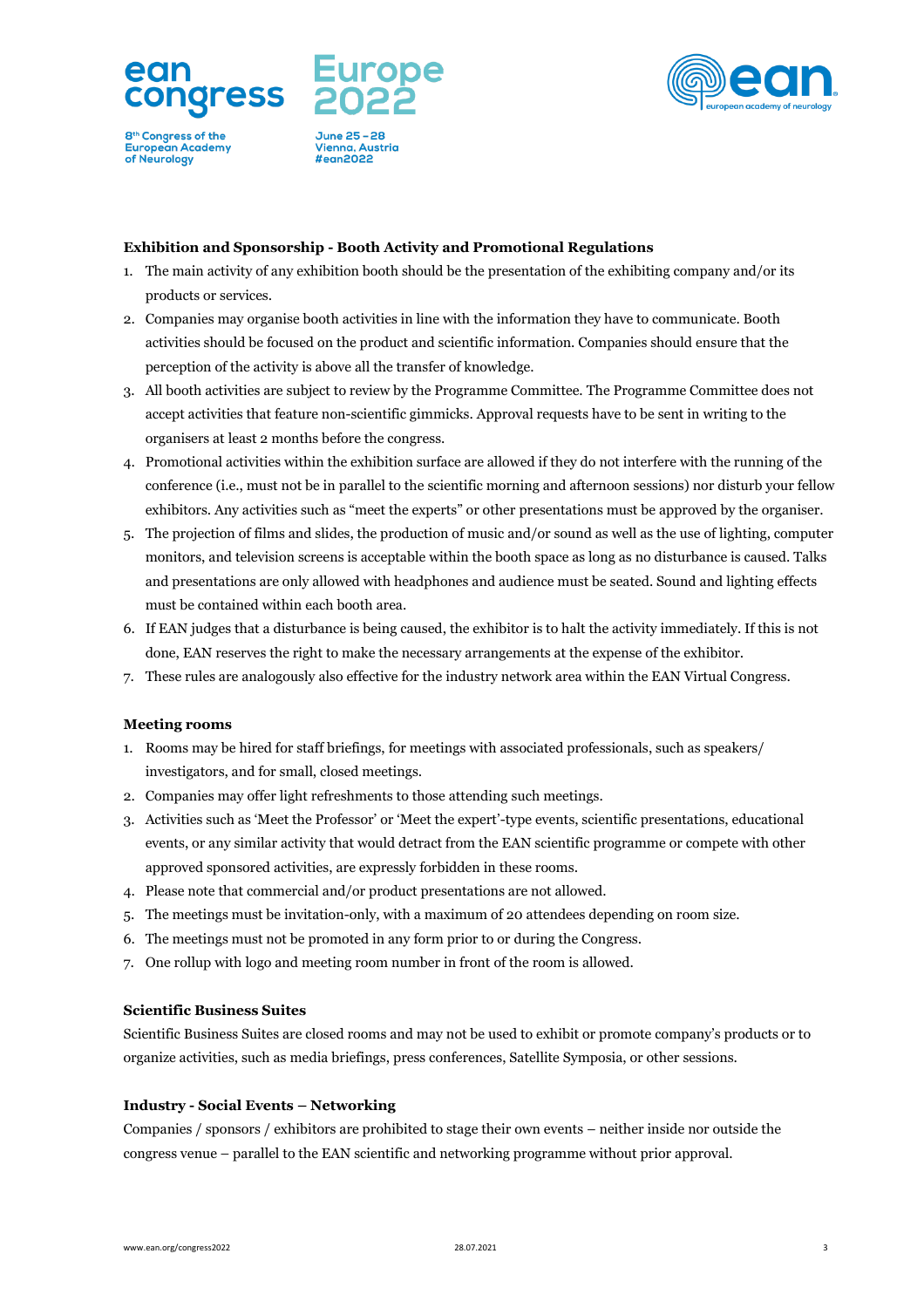## Exhibition and Sponsorship - Booth Activity and Promotional Regulations

1. The main activity of any exhibition booth should be the presentation of the exhibiting company and/or its products or services.
2. Companies may organise booth activities in line with the information they have to communicate. Booth activities should be focused on the product and scientific information. Companies should ensure that the perception of the activity is above all the transfer of knowledge.
3. All booth activities are subject to review by the Programme Committee. The Programme Committee does not accept activities that feature non-scientific gimmicks. Approval requests have to be sent in writing to the organisers at least 2 months before the congress.
4. Promotional activities within the exhibition surface are allowed if they do not interfere with the running of the conference (i.e., must not be in parallel to the scientific morning and afternoon sessions) nor disturb your fellow exhibitors. Any activities such as "meet the experts" or other presentations must be approved by the organiser.
5. The projection of films and slides, the production of music and/or sound as well as the use of lighting, computer monitors, and television screens is acceptable within the booth space as long as no disturbance is caused. Talks and presentations are only allowed with headphones and audience must be seated. Sound and lighting effects must be contained within each booth area.
6. If EAN judges that a disturbance is being caused, the exhibitor is to halt the activity immediately. If this is not done, EAN reserves the right to make the necessary arrangements at the expense of the exhibitor.
7. These rules are analogously also effective for the industry network area within the EAN Virtual Congress.

## Meeting rooms

1. Rooms may be hired for staff briefings, for meetings with associated professionals, such as speakers/ investigators, and for small, closed meetings.
2. Companies may offer light refreshments to those attending such meetings.
3. Activities such as 'Meet the Professor' or 'Meet the expert'-type events, scientific presentations, educational events, or any similar activity that would detract from the EAN scientific programme or compete with other approved sponsored activities, are expressly forbidden in these rooms.
4. Please note that commercial and/or product presentations are not allowed.
5. The meetings must be invitation-only, with a maximum of 20 attendees depending on room size.
6. The meetings must not be promoted in any form prior to or during the Congress.
7. One rollup with logo and meeting room number in front of the room is allowed.

## Scientific Business Suites

Scientific Business Suites are closed rooms and may not be used to exhibit or promote company's products or to organize activities, such as media briefings, press conferences, Satellite Symposia, or other sessions.

## Industry - Social Events – Networking

Companies / sponsors / exhibitors are prohibited to stage their own events – neither inside nor outside the congress venue – parallel to the EAN scientific and networking programme without prior approval.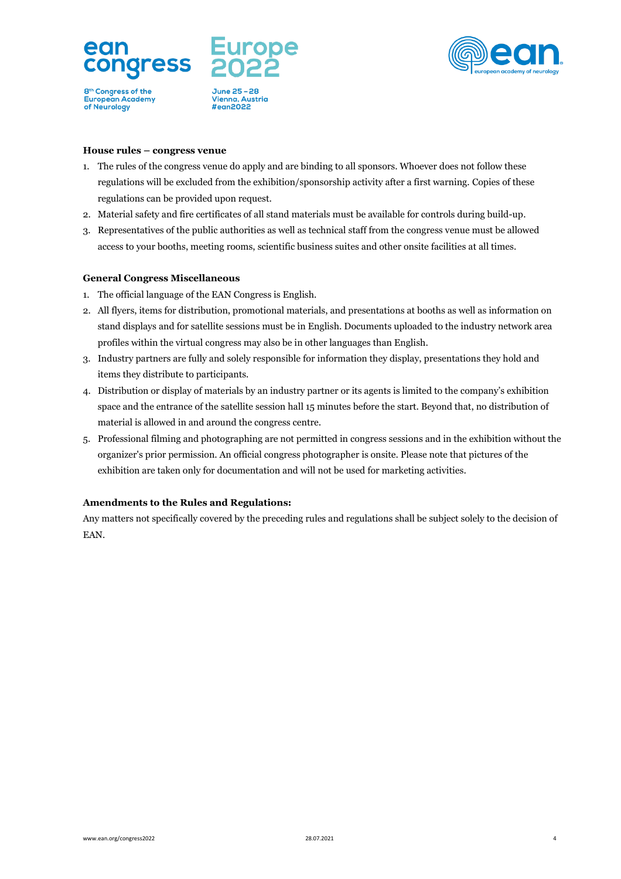**House rules – congress venue**

1. The rules of the congress venue do apply and are binding to all sponsors. Whoever does not follow these regulations will be excluded from the exhibition/sponsorship activity after a first warning. Copies of these regulations can be provided upon request.
2. Material safety and fire certificates of all stand materials must be available for controls during build-up.
3. Representatives of the public authorities as well as technical staff from the congress venue must be allowed access to your booths, meeting rooms, scientific business suites and other onsite facilities at all times.

**General Congress Miscellaneous**

1. The official language of the EAN Congress is English.
2. All flyers, items for distribution, promotional materials, and presentations at booths as well as information on stand displays and for satellite sessions must be in English. Documents uploaded to the industry network area profiles within the virtual congress may also be in other languages than English.
3. Industry partners are fully and solely responsible for information they display, presentations they hold and items they distribute to participants.
4. Distribution or display of materials by an industry partner or its agents is limited to the company's exhibition space and the entrance of the satellite session hall 15 minutes before the start. Beyond that, no distribution of material is allowed in and around the congress centre.
5. Professional filming and photographing are not permitted in congress sessions and in the exhibition without the organizer's prior permission. An official congress photographer is onsite. Please note that pictures of the exhibition are taken only for documentation and will not be used for marketing activities.

**Amendments to the Rules and Regulations:**

Any matters not specifically covered by the preceding rules and regulations shall be subject solely to the decision of EAN.